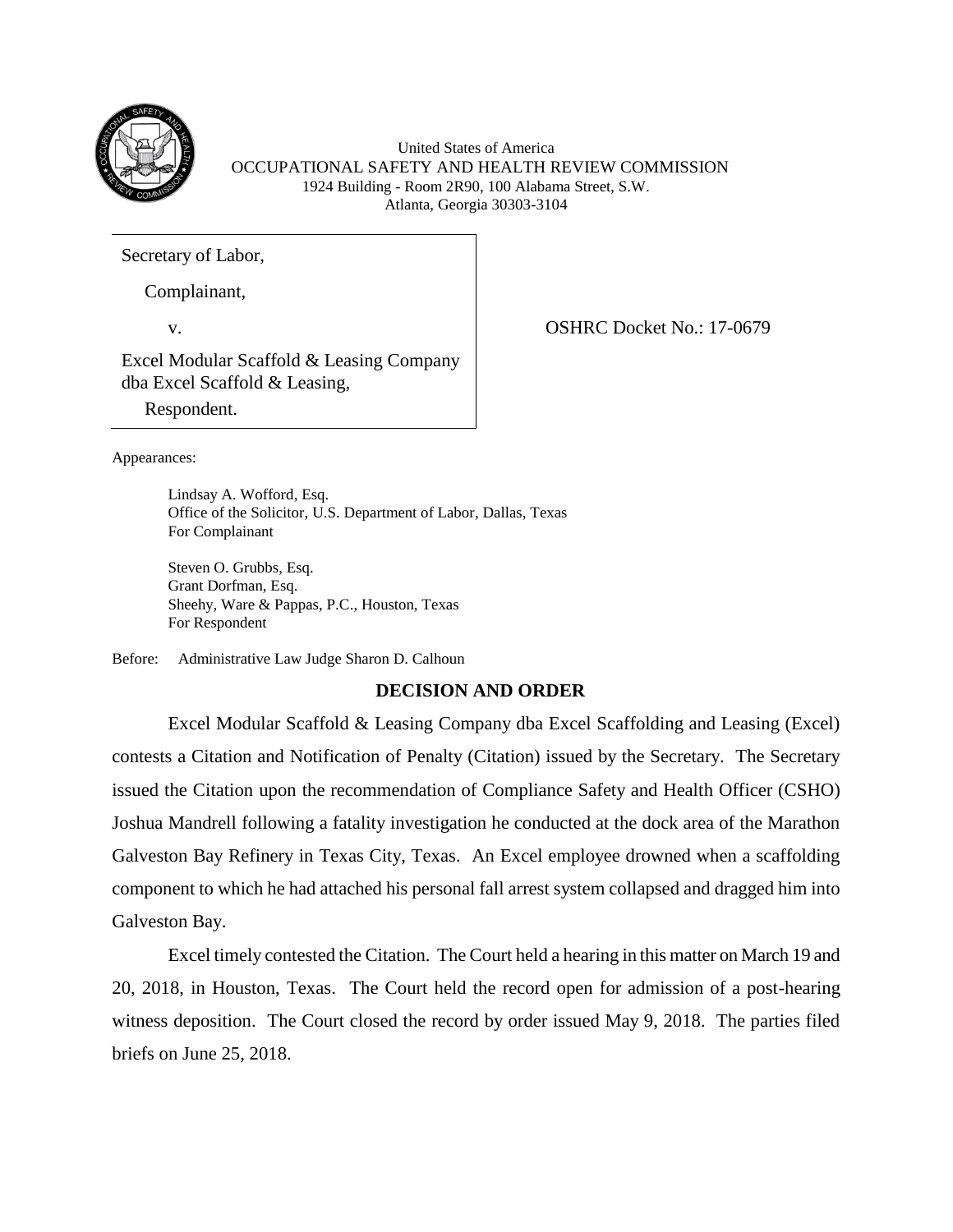United States of America
OCCUPATIONAL SAFETY AND HEALTH REVIEW COMMISSION
1924 Building - Room 2R90, 100 Alabama Street, S.W.
Atlanta, Georgia 30303-3104

Secretary of Labor,

Complainant,

v.

Excel Modular Scaffold & Leasing Company dba Excel Scaffold & Leasing,

Respondent.

OSHRC Docket No.: 17-0679

Appearances:

Lindsay A. Wofford, Esq.
Office of the Solicitor, U.S. Department of Labor, Dallas, Texas
For Complainant

Steven O. Grubbs, Esq.
Grant Dorfman, Esq.
Sheehy, Ware & Pappas, P.C., Houston, Texas
For Respondent

Before: Administrative Law Judge Sharon D. Calhoun

## DECISION AND ORDER

Excel Modular Scaffold & Leasing Company dba Excel Scaffolding and Leasing (Excel) contests a Citation and Notification of Penalty (Citation) issued by the Secretary. The Secretary issued the Citation upon the recommendation of Compliance Safety and Health Officer (CSHO) Joshua Mandrell following a fatality investigation he conducted at the dock area of the Marathon Galveston Bay Refinery in Texas City, Texas. An Excel employee drowned when a scaffolding component to which he had attached his personal fall arrest system collapsed and dragged him into Galveston Bay.

Excel timely contested the Citation. The Court held a hearing in this matter on March 19 and 20, 2018, in Houston, Texas. The Court held the record open for admission of a post-hearing witness deposition. The Court closed the record by order issued May 9, 2018. The parties filed briefs on June 25, 2018.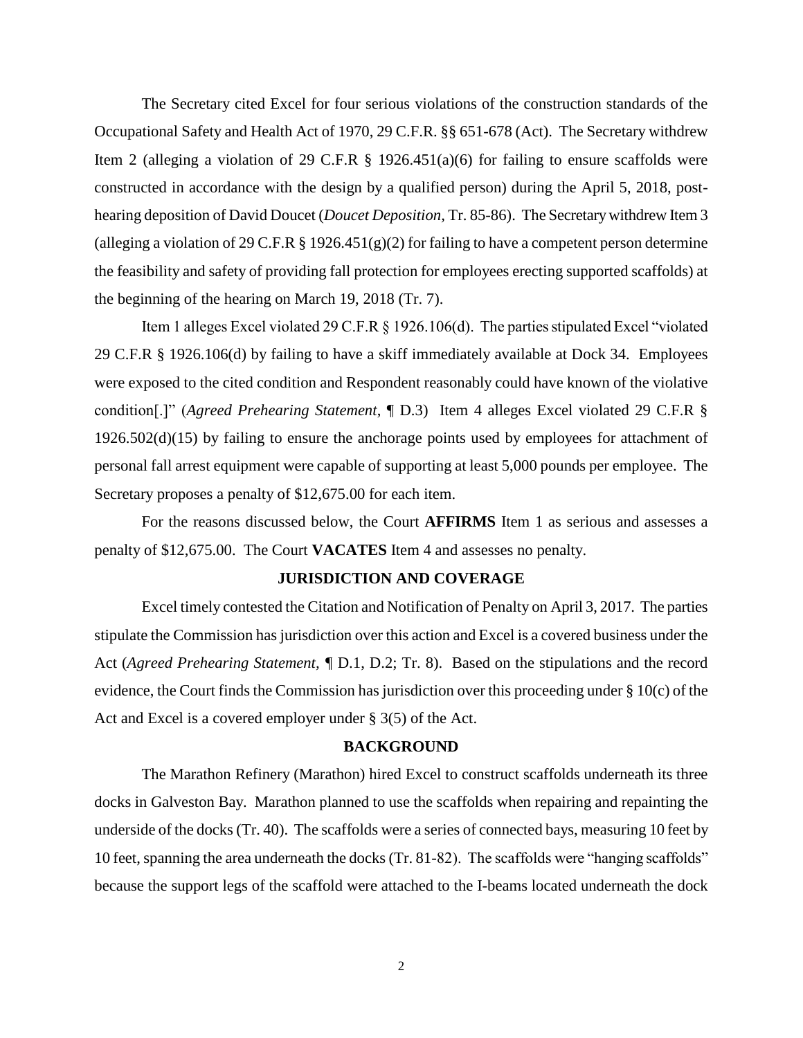The Secretary cited Excel for four serious violations of the construction standards of the Occupational Safety and Health Act of 1970, 29 C.F.R. §§ 651-678 (Act). The Secretary withdrew Item 2 (alleging a violation of 29 C.F.R § 1926.451(a)(6) for failing to ensure scaffolds were constructed in accordance with the design by a qualified person) during the April 5, 2018, post-hearing deposition of David Doucet (*Doucet Deposition*, Tr. 85-86). The Secretary withdrew Item 3 (alleging a violation of 29 C.F.R § 1926.451(g)(2) for failing to have a competent person determine the feasibility and safety of providing fall protection for employees erecting supported scaffolds) at the beginning of the hearing on March 19, 2018 (Tr. 7).

Item 1 alleges Excel violated 29 C.F.R § 1926.106(d). The parties stipulated Excel "violated 29 C.F.R § 1926.106(d) by failing to have a skiff immediately available at Dock 34. Employees were exposed to the cited condition and Respondent reasonably could have known of the violative condition[.]" (*Agreed Prehearing Statement*, ¶ D.3) Item 4 alleges Excel violated 29 C.F.R § 1926.502(d)(15) by failing to ensure the anchorage points used by employees for attachment of personal fall arrest equipment were capable of supporting at least 5,000 pounds per employee. The Secretary proposes a penalty of $12,675.00 for each item.

For the reasons discussed below, the Court **AFFIRMS** Item 1 as serious and assesses a penalty of $12,675.00. The Court **VACATES** Item 4 and assesses no penalty.

## JURISDICTION AND COVERAGE

Excel timely contested the Citation and Notification of Penalty on April 3, 2017. The parties stipulate the Commission has jurisdiction over this action and Excel is a covered business under the Act (*Agreed Prehearing Statement*, ¶ D.1, D.2; Tr. 8). Based on the stipulations and the record evidence, the Court finds the Commission has jurisdiction over this proceeding under § 10(c) of the Act and Excel is a covered employer under § 3(5) of the Act.

## BACKGROUND

The Marathon Refinery (Marathon) hired Excel to construct scaffolds underneath its three docks in Galveston Bay. Marathon planned to use the scaffolds when repairing and repainting the underside of the docks (Tr. 40). The scaffolds were a series of connected bays, measuring 10 feet by 10 feet, spanning the area underneath the docks (Tr. 81-82). The scaffolds were "hanging scaffolds" because the support legs of the scaffold were attached to the I-beams located underneath the dock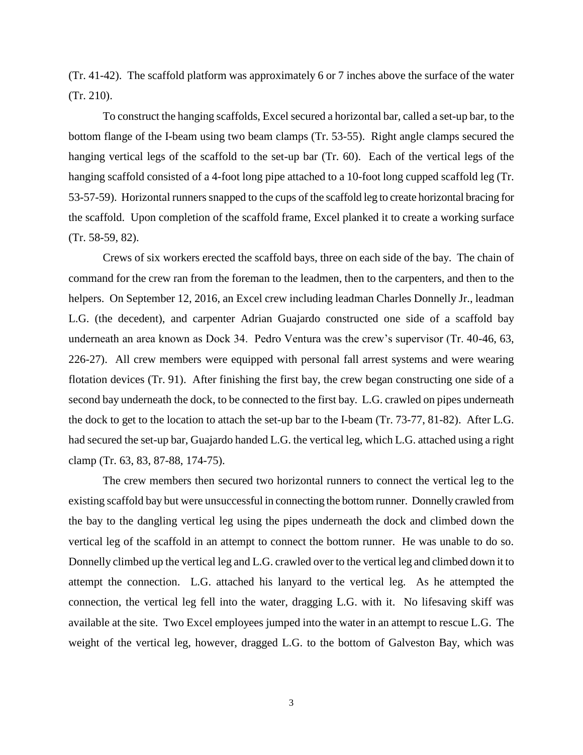(Tr. 41-42). The scaffold platform was approximately 6 or 7 inches above the surface of the water (Tr. 210).

To construct the hanging scaffolds, Excel secured a horizontal bar, called a set-up bar, to the bottom flange of the I-beam using two beam clamps (Tr. 53-55). Right angle clamps secured the hanging vertical legs of the scaffold to the set-up bar (Tr. 60). Each of the vertical legs of the hanging scaffold consisted of a 4-foot long pipe attached to a 10-foot long cupped scaffold leg (Tr. 53-57-59). Horizontal runners snapped to the cups of the scaffold leg to create horizontal bracing for the scaffold. Upon completion of the scaffold frame, Excel planked it to create a working surface (Tr. 58-59, 82).

Crews of six workers erected the scaffold bays, three on each side of the bay. The chain of command for the crew ran from the foreman to the leadmen, then to the carpenters, and then to the helpers. On September 12, 2016, an Excel crew including leadman Charles Donnelly Jr., leadman L.G. (the decedent), and carpenter Adrian Guajardo constructed one side of a scaffold bay underneath an area known as Dock 34. Pedro Ventura was the crew's supervisor (Tr. 40-46, 63, 226-27). All crew members were equipped with personal fall arrest systems and were wearing flotation devices (Tr. 91). After finishing the first bay, the crew began constructing one side of a second bay underneath the dock, to be connected to the first bay. L.G. crawled on pipes underneath the dock to get to the location to attach the set-up bar to the I-beam (Tr. 73-77, 81-82). After L.G. had secured the set-up bar, Guajardo handed L.G. the vertical leg, which L.G. attached using a right clamp (Tr. 63, 83, 87-88, 174-75).

The crew members then secured two horizontal runners to connect the vertical leg to the existing scaffold bay but were unsuccessful in connecting the bottom runner. Donnelly crawled from the bay to the dangling vertical leg using the pipes underneath the dock and climbed down the vertical leg of the scaffold in an attempt to connect the bottom runner. He was unable to do so. Donnelly climbed up the vertical leg and L.G. crawled over to the vertical leg and climbed down it to attempt the connection. L.G. attached his lanyard to the vertical leg. As he attempted the connection, the vertical leg fell into the water, dragging L.G. with it. No lifesaving skiff was available at the site. Two Excel employees jumped into the water in an attempt to rescue L.G. The weight of the vertical leg, however, dragged L.G. to the bottom of Galveston Bay, which was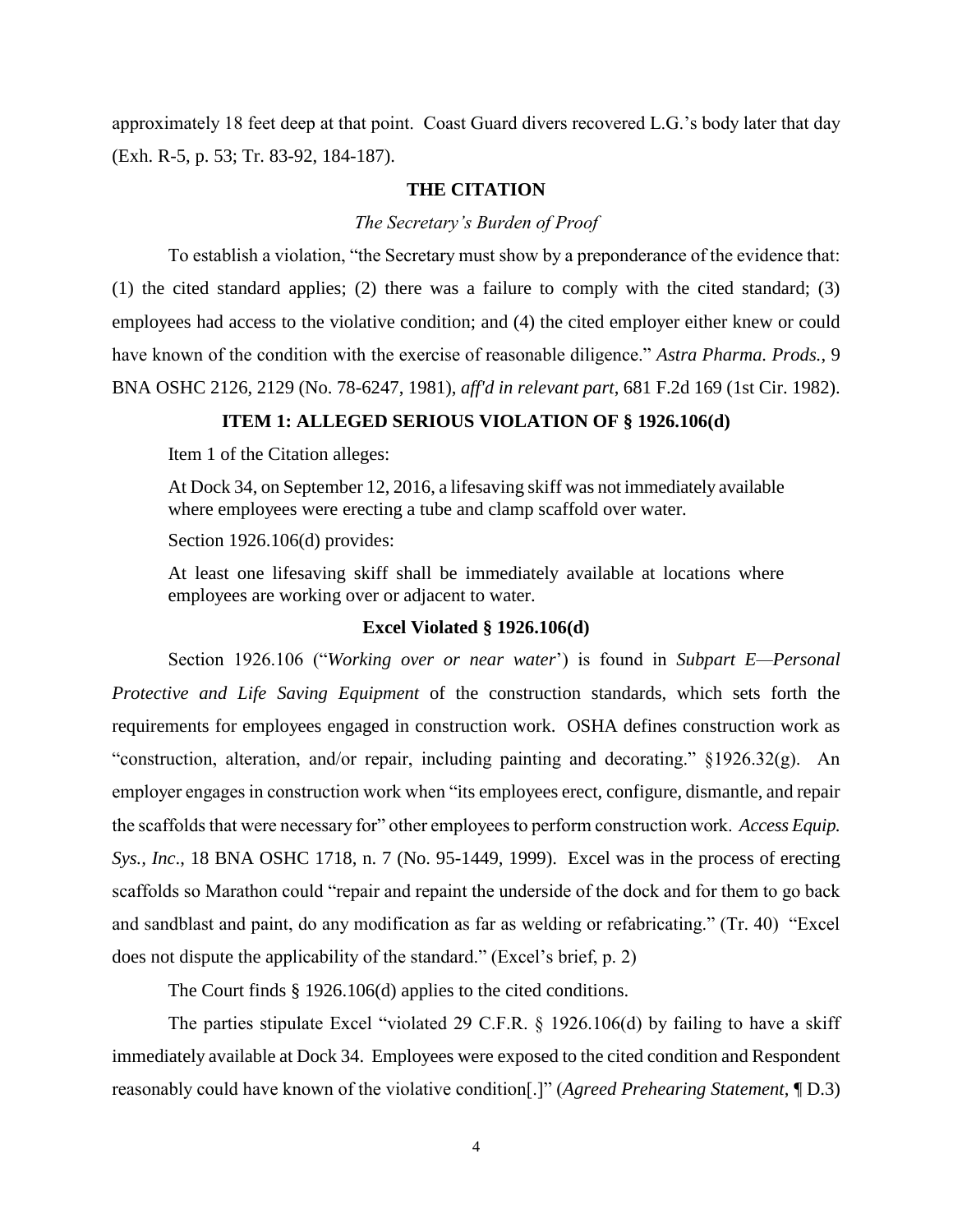approximately 18 feet deep at that point. Coast Guard divers recovered L.G.'s body later that day (Exh. R-5, p. 53; Tr. 83-92, 184-187).

## THE CITATION

### *The Secretary's Burden of Proof*

To establish a violation, "the Secretary must show by a preponderance of the evidence that: (1) the cited standard applies; (2) there was a failure to comply with the cited standard; (3) employees had access to the violative condition; and (4) the cited employer either knew or could have known of the condition with the exercise of reasonable diligence." *Astra Pharma. Prods.*, 9 BNA OSHC 2126, 2129 (No. 78-6247, 1981), *aff'd in relevant part*, 681 F.2d 169 (1st Cir. 1982).

## ITEM 1: ALLEGED SERIOUS VIOLATION OF § 1926.106(d)

Item 1 of the Citation alleges:

> At Dock 34, on September 12, 2016, a lifesaving skiff was not immediately available where employees were erecting a tube and clamp scaffold over water.
>
> Section 1926.106(d) provides:
>
> At least one lifesaving skiff shall be immediately available at locations where employees are working over or adjacent to water.

### Excel Violated § 1926.106(d)

Section 1926.106 ("*Working over or near water*') is found in *Subpart E—Personal Protective and Life Saving Equipment* of the construction standards, which sets forth the requirements for employees engaged in construction work. OSHA defines construction work as "construction, alteration, and/or repair, including painting and decorating." §1926.32(g). An employer engages in construction work when "its employees erect, configure, dismantle, and repair the scaffolds that were necessary for" other employees to perform construction work. *Access Equip. Sys., Inc*., 18 BNA OSHC 1718, n. 7 (No. 95-1449, 1999). Excel was in the process of erecting scaffolds so Marathon could "repair and repaint the underside of the dock and for them to go back and sandblast and paint, do any modification as far as welding or refabricating." (Tr. 40) "Excel does not dispute the applicability of the standard." (Excel's brief, p. 2)

The Court finds § 1926.106(d) applies to the cited conditions.

The parties stipulate Excel "violated 29 C.F.R. § 1926.106(d) by failing to have a skiff immediately available at Dock 34. Employees were exposed to the cited condition and Respondent reasonably could have known of the violative condition[.]" (*Agreed Prehearing Statement*, ¶ D.3)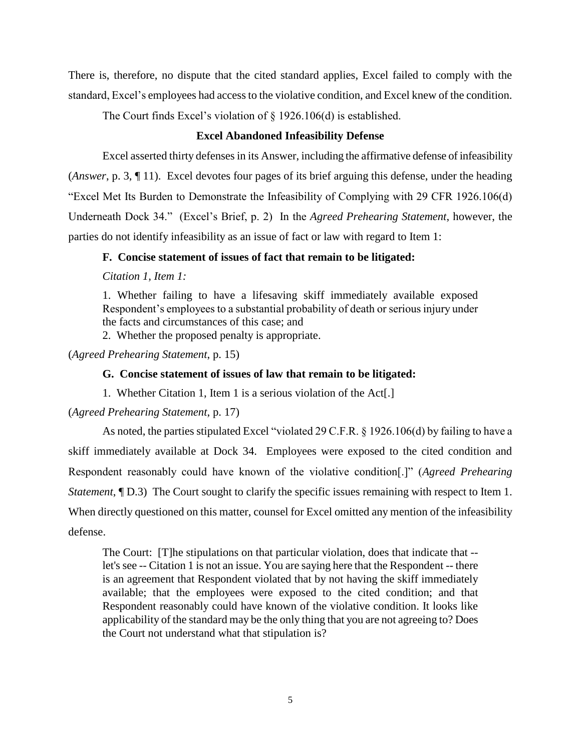There is, therefore, no dispute that the cited standard applies, Excel failed to comply with the standard, Excel's employees had access to the violative condition, and Excel knew of the condition.

The Court finds Excel's violation of § 1926.106(d) is established.

### Excel Abandoned Infeasibility Defense

Excel asserted thirty defenses in its Answer, including the affirmative defense of infeasibility (*Answer*, p. 3, ¶ 11). Excel devotes four pages of its brief arguing this defense, under the heading "Excel Met Its Burden to Demonstrate the Infeasibility of Complying with 29 CFR 1926.106(d) Underneath Dock 34." (Excel's Brief, p. 2) In the *Agreed Prehearing Statement*, however, the parties do not identify infeasibility as an issue of fact or law with regard to Item 1:

> **F. Concise statement of issues of fact that remain to be litigated:**
>
> *Citation 1, Item 1:*
>
> 1. Whether failing to have a lifesaving skiff immediately available exposed Respondent's employees to a substantial probability of death or serious injury under the facts and circumstances of this case; and
> 2. Whether the proposed penalty is appropriate.

(*Agreed Prehearing Statement*, p. 15)

> **G. Concise statement of issues of law that remain to be litigated:**
>
> 1. Whether Citation 1, Item 1 is a serious violation of the Act[.]

(*Agreed Prehearing Statement*, p. 17)

As noted, the parties stipulated Excel "violated 29 C.F.R. § 1926.106(d) by failing to have a skiff immediately available at Dock 34. Employees were exposed to the cited condition and Respondent reasonably could have known of the violative condition[.]" (*Agreed Prehearing Statement*, ¶ D.3) The Court sought to clarify the specific issues remaining with respect to Item 1. When directly questioned on this matter, counsel for Excel omitted any mention of the infeasibility defense.

> The Court: [T]he stipulations on that particular violation, does that indicate that -- let's see -- Citation 1 is not an issue. You are saying here that the Respondent -- there is an agreement that Respondent violated that by not having the skiff immediately available; that the employees were exposed to the cited condition; and that Respondent reasonably could have known of the violative condition. It looks like applicability of the standard may be the only thing that you are not agreeing to? Does the Court not understand what that stipulation is?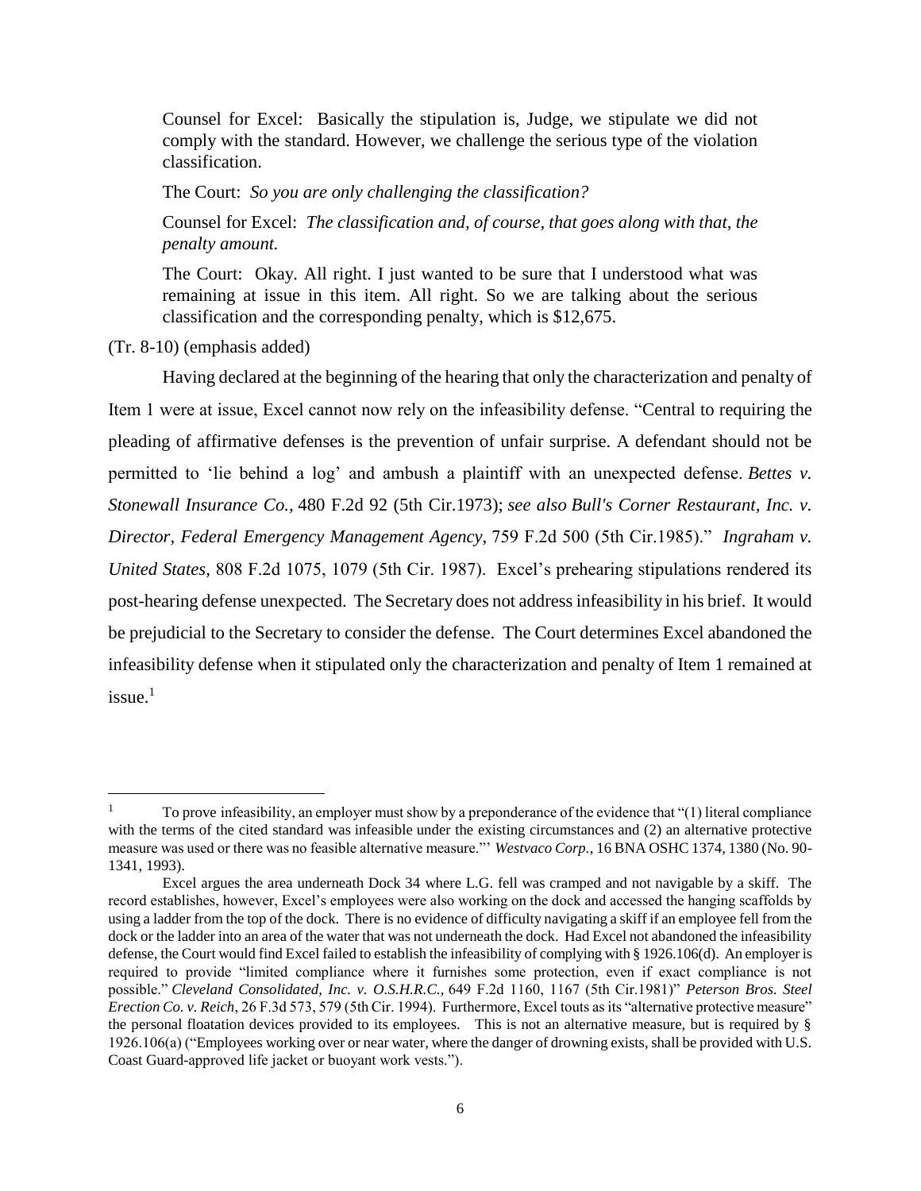Counsel for Excel: Basically the stipulation is, Judge, we stipulate we did not comply with the standard. However, we challenge the serious type of the violation classification.

The Court: *So you are only challenging the classification?*

Counsel for Excel: *The classification and, of course, that goes along with that, the penalty amount.*

The Court: Okay. All right. I just wanted to be sure that I understood what was remaining at issue in this item. All right. So we are talking about the serious classification and the corresponding penalty, which is $12,675.

(Tr. 8-10) (emphasis added)

Having declared at the beginning of the hearing that only the characterization and penalty of Item 1 were at issue, Excel cannot now rely on the infeasibility defense. "Central to requiring the pleading of affirmative defenses is the prevention of unfair surprise. A defendant should not be permitted to 'lie behind a log' and ambush a plaintiff with an unexpected defense. *Bettes v. Stonewall Insurance Co.*, 480 F.2d 92 (5th Cir.1973); *see also Bull's Corner Restaurant, Inc. v. Director, Federal Emergency Management Agency*, 759 F.2d 500 (5th Cir.1985)." *Ingraham v. United States*, 808 F.2d 1075, 1079 (5th Cir. 1987). Excel's prehearing stipulations rendered its post-hearing defense unexpected. The Secretary does not address infeasibility in his brief. It would be prejudicial to the Secretary to consider the defense. The Court determines Excel abandoned the infeasibility defense when it stipulated only the characterization and penalty of Item 1 remained at issue.[1]

---

[1] To prove infeasibility, an employer must show by a preponderance of the evidence that "(1) literal compliance with the terms of the cited standard was infeasible under the existing circumstances and (2) an alternative protective measure was used or there was no feasible alternative measure."' *Westvaco Corp.*, 16 BNA OSHC 1374, 1380 (No. 90-1341, 1993).

Excel argues the area underneath Dock 34 where L.G. fell was cramped and not navigable by a skiff. The record establishes, however, Excel's employees were also working on the dock and accessed the hanging scaffolds by using a ladder from the top of the dock. There is no evidence of difficulty navigating a skiff if an employee fell from the dock or the ladder into an area of the water that was not underneath the dock. Had Excel not abandoned the infeasibility defense, the Court would find Excel failed to establish the infeasibility of complying with § 1926.106(d). An employer is required to provide "limited compliance where it furnishes some protection, even if exact compliance is not possible." *Cleveland Consolidated, Inc. v. O.S.H.R.C.,* 649 F.2d 1160, 1167 (5th Cir.1981)" *Peterson Bros. Steel Erection Co. v. Reich*, 26 F.3d 573, 579 (5th Cir. 1994). Furthermore, Excel touts as its "alternative protective measure" the personal floatation devices provided to its employees. This is not an alternative measure, but is required by § 1926.106(a) ("Employees working over or near water, where the danger of drowning exists, shall be provided with U.S. Coast Guard-approved life jacket or buoyant work vests.").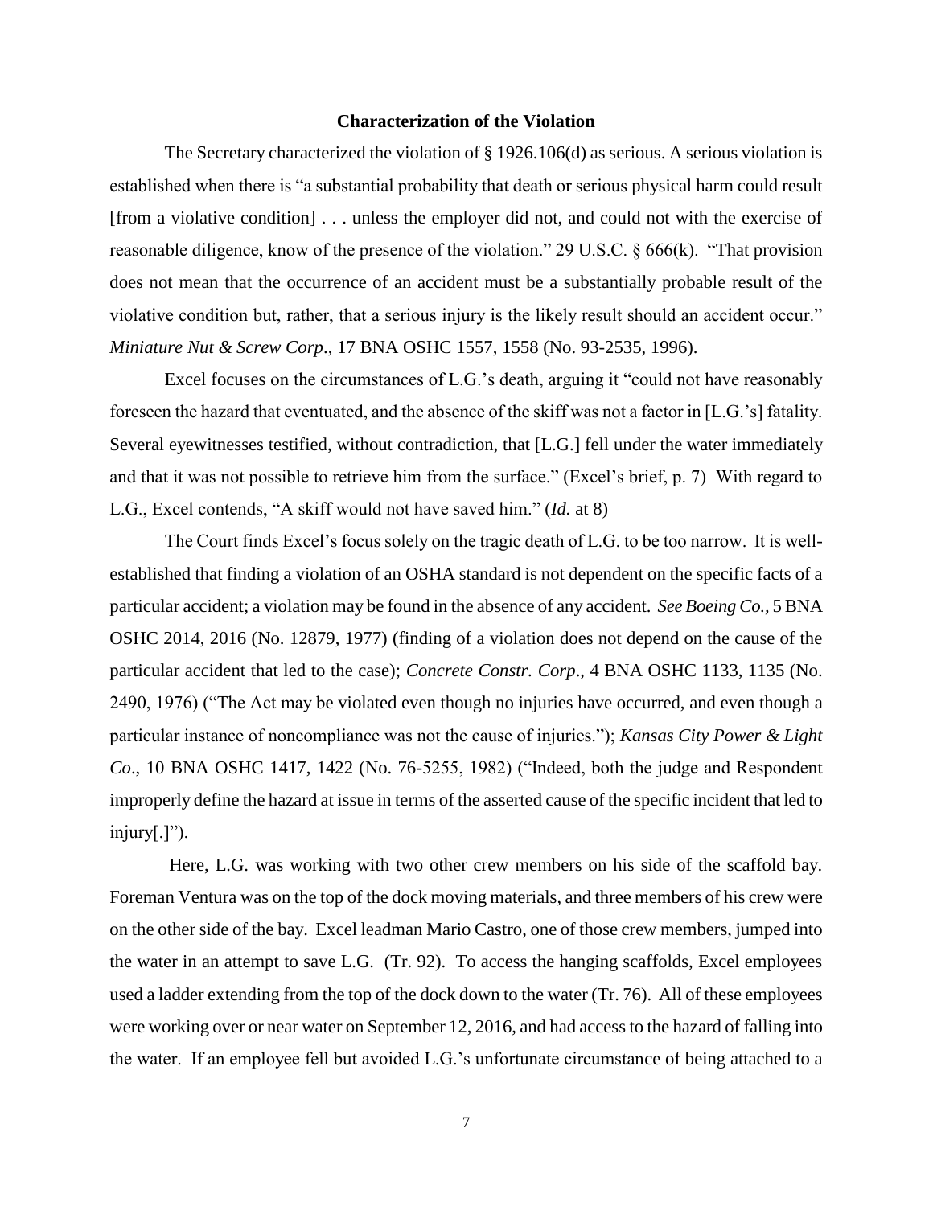## Characterization of the Violation

The Secretary characterized the violation of § 1926.106(d) as serious. A serious violation is established when there is "a substantial probability that death or serious physical harm could result [from a violative condition] . . . unless the employer did not, and could not with the exercise of reasonable diligence, know of the presence of the violation." 29 U.S.C. § 666(k). "That provision does not mean that the occurrence of an accident must be a substantially probable result of the violative condition but, rather, that a serious injury is the likely result should an accident occur." *Miniature Nut & Screw Corp*., 17 BNA OSHC 1557, 1558 (No. 93-2535, 1996).

Excel focuses on the circumstances of L.G.'s death, arguing it "could not have reasonably foreseen the hazard that eventuated, and the absence of the skiff was not a factor in [L.G.'s] fatality. Several eyewitnesses testified, without contradiction, that [L.G.] fell under the water immediately and that it was not possible to retrieve him from the surface." (Excel's brief, p. 7) With regard to L.G., Excel contends, "A skiff would not have saved him." (*Id.* at 8)

The Court finds Excel's focus solely on the tragic death of L.G. to be too narrow. It is well-established that finding a violation of an OSHA standard is not dependent on the specific facts of a particular accident; a violation may be found in the absence of any accident. *See Boeing Co.,* 5 BNA OSHC 2014, 2016 (No. 12879, 1977) (finding of a violation does not depend on the cause of the particular accident that led to the case); *Concrete Constr. Corp*., 4 BNA OSHC 1133, 1135 (No. 2490, 1976) ("The Act may be violated even though no injuries have occurred, and even though a particular instance of noncompliance was not the cause of injuries."); *Kansas City Power & Light Co*., 10 BNA OSHC 1417, 1422 (No. 76-5255, 1982) ("Indeed, both the judge and Respondent improperly define the hazard at issue in terms of the asserted cause of the specific incident that led to injury[.]").

Here, L.G. was working with two other crew members on his side of the scaffold bay. Foreman Ventura was on the top of the dock moving materials, and three members of his crew were on the other side of the bay. Excel leadman Mario Castro, one of those crew members, jumped into the water in an attempt to save L.G. (Tr. 92). To access the hanging scaffolds, Excel employees used a ladder extending from the top of the dock down to the water (Tr. 76). All of these employees were working over or near water on September 12, 2016, and had access to the hazard of falling into the water. If an employee fell but avoided L.G.'s unfortunate circumstance of being attached to a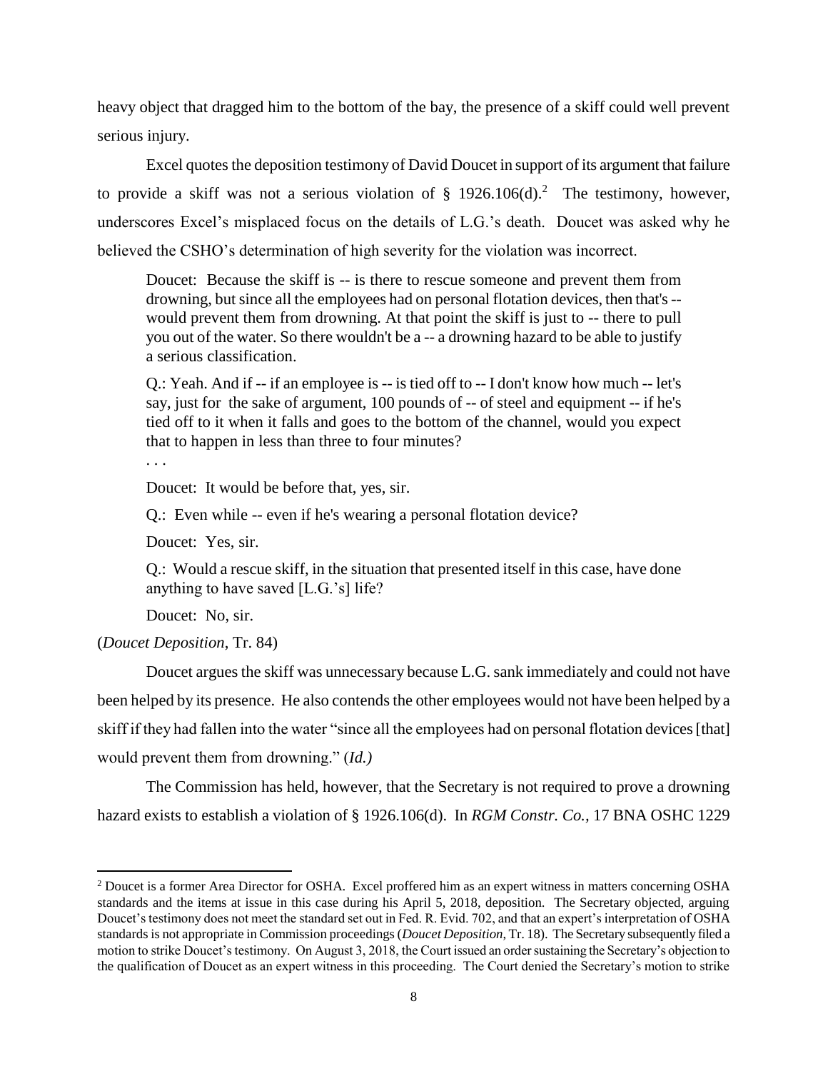heavy object that dragged him to the bottom of the bay, the presence of a skiff could well prevent serious injury.

Excel quotes the deposition testimony of David Doucet in support of its argument that failure to provide a skiff was not a serious violation of § 1926.106(d).[2] The testimony, however, underscores Excel's misplaced focus on the details of L.G.'s death. Doucet was asked why he believed the CSHO's determination of high severity for the violation was incorrect.

> Doucet: Because the skiff is -- is there to rescue someone and prevent them from drowning, but since all the employees had on personal flotation devices, then that's -- would prevent them from drowning. At that point the skiff is just to -- there to pull you out of the water. So there wouldn't be a -- a drowning hazard to be able to justify a serious classification.
>
> Q.: Yeah. And if -- if an employee is -- is tied off to -- I don't know how much -- let's say, just for the sake of argument, 100 pounds of -- of steel and equipment -- if he's tied off to it when it falls and goes to the bottom of the channel, would you expect that to happen in less than three to four minutes?
>
> . . .
>
> Doucet: It would be before that, yes, sir.
>
> Q.: Even while -- even if he's wearing a personal flotation device?
>
> Doucet: Yes, sir.
>
> Q.: Would a rescue skiff, in the situation that presented itself in this case, have done anything to have saved [L.G.'s] life?
>
> Doucet: No, sir.

(*Doucet Deposition*, Tr. 84)

Doucet argues the skiff was unnecessary because L.G. sank immediately and could not have been helped by its presence. He also contends the other employees would not have been helped by a skiff if they had fallen into the water "since all the employees had on personal flotation devices [that] would prevent them from drowning." (*Id.)*

The Commission has held, however, that the Secretary is not required to prove a drowning hazard exists to establish a violation of § 1926.106(d). In *RGM Constr. Co.*, 17 BNA OSHC 1229

---

[2] Doucet is a former Area Director for OSHA. Excel proffered him as an expert witness in matters concerning OSHA standards and the items at issue in this case during his April 5, 2018, deposition. The Secretary objected, arguing Doucet's testimony does not meet the standard set out in Fed. R. Evid. 702, and that an expert's interpretation of OSHA standards is not appropriate in Commission proceedings (*Doucet Deposition*, Tr. 18). The Secretary subsequently filed a motion to strike Doucet's testimony. On August 3, 2018, the Court issued an order sustaining the Secretary's objection to the qualification of Doucet as an expert witness in this proceeding. The Court denied the Secretary's motion to strike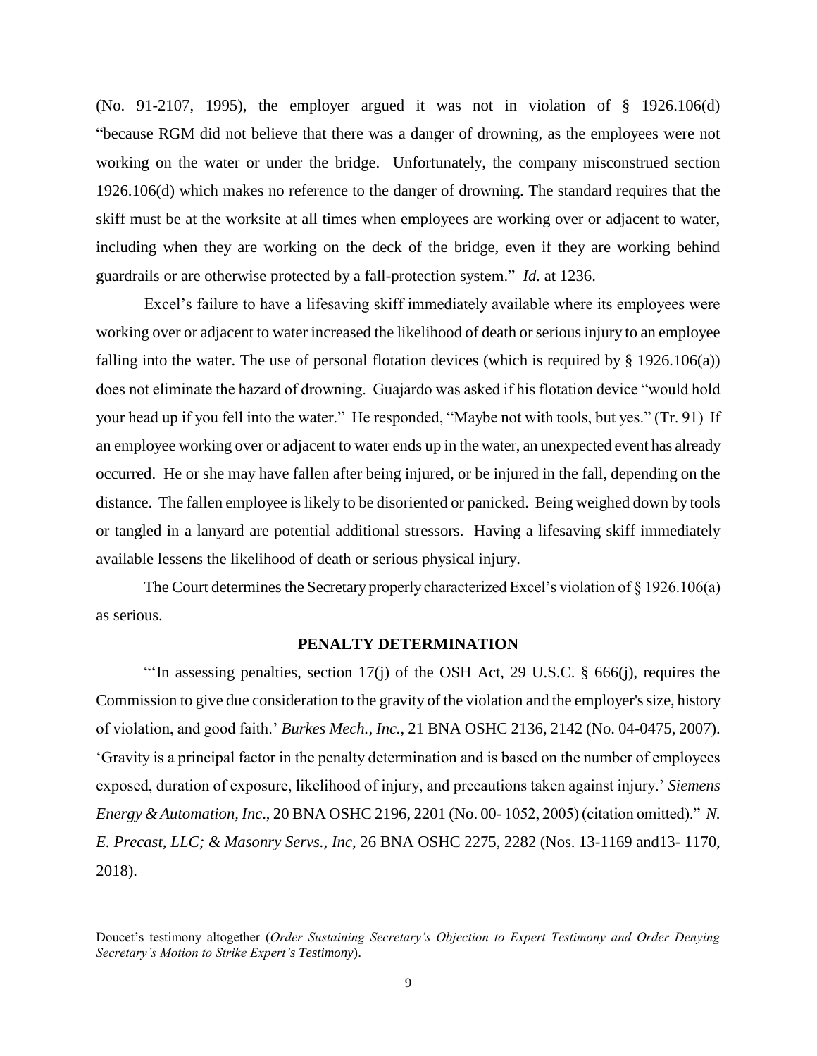(No. 91-2107, 1995), the employer argued it was not in violation of § 1926.106(d) "because RGM did not believe that there was a danger of drowning, as the employees were not working on the water or under the bridge. Unfortunately, the company misconstrued section 1926.106(d) which makes no reference to the danger of drowning. The standard requires that the skiff must be at the worksite at all times when employees are working over or adjacent to water, including when they are working on the deck of the bridge, even if they are working behind guardrails or are otherwise protected by a fall-protection system." *Id.* at 1236.

Excel's failure to have a lifesaving skiff immediately available where its employees were working over or adjacent to water increased the likelihood of death or serious injury to an employee falling into the water. The use of personal flotation devices (which is required by § 1926.106(a)) does not eliminate the hazard of drowning. Guajardo was asked if his flotation device "would hold your head up if you fell into the water." He responded, "Maybe not with tools, but yes." (Tr. 91) If an employee working over or adjacent to water ends up in the water, an unexpected event has already occurred. He or she may have fallen after being injured, or be injured in the fall, depending on the distance. The fallen employee is likely to be disoriented or panicked. Being weighed down by tools or tangled in a lanyard are potential additional stressors. Having a lifesaving skiff immediately available lessens the likelihood of death or serious physical injury.

The Court determines the Secretary properly characterized Excel's violation of § 1926.106(a) as serious.

## PENALTY DETERMINATION

"'In assessing penalties, section 17(j) of the OSH Act, 29 U.S.C. § 666(j), requires the Commission to give due consideration to the gravity of the violation and the employer's size, history of violation, and good faith.' *Burkes Mech., Inc.,* 21 BNA OSHC 2136, 2142 (No. 04-0475, 2007). 'Gravity is a principal factor in the penalty determination and is based on the number of employees exposed, duration of exposure, likelihood of injury, and precautions taken against injury.' *Siemens Energy & Automation, Inc*., 20 BNA OSHC 2196, 2201 (No. 00- 1052, 2005) (citation omitted)." *N. E. Precast, LLC; & Masonry Servs., Inc*, 26 BNA OSHC 2275, 2282 (Nos. 13-1169 and13- 1170, 2018).

---

Doucet's testimony altogether (*Order Sustaining Secretary's Objection to Expert Testimony and Order Denying Secretary's Motion to Strike Expert's Testimony*).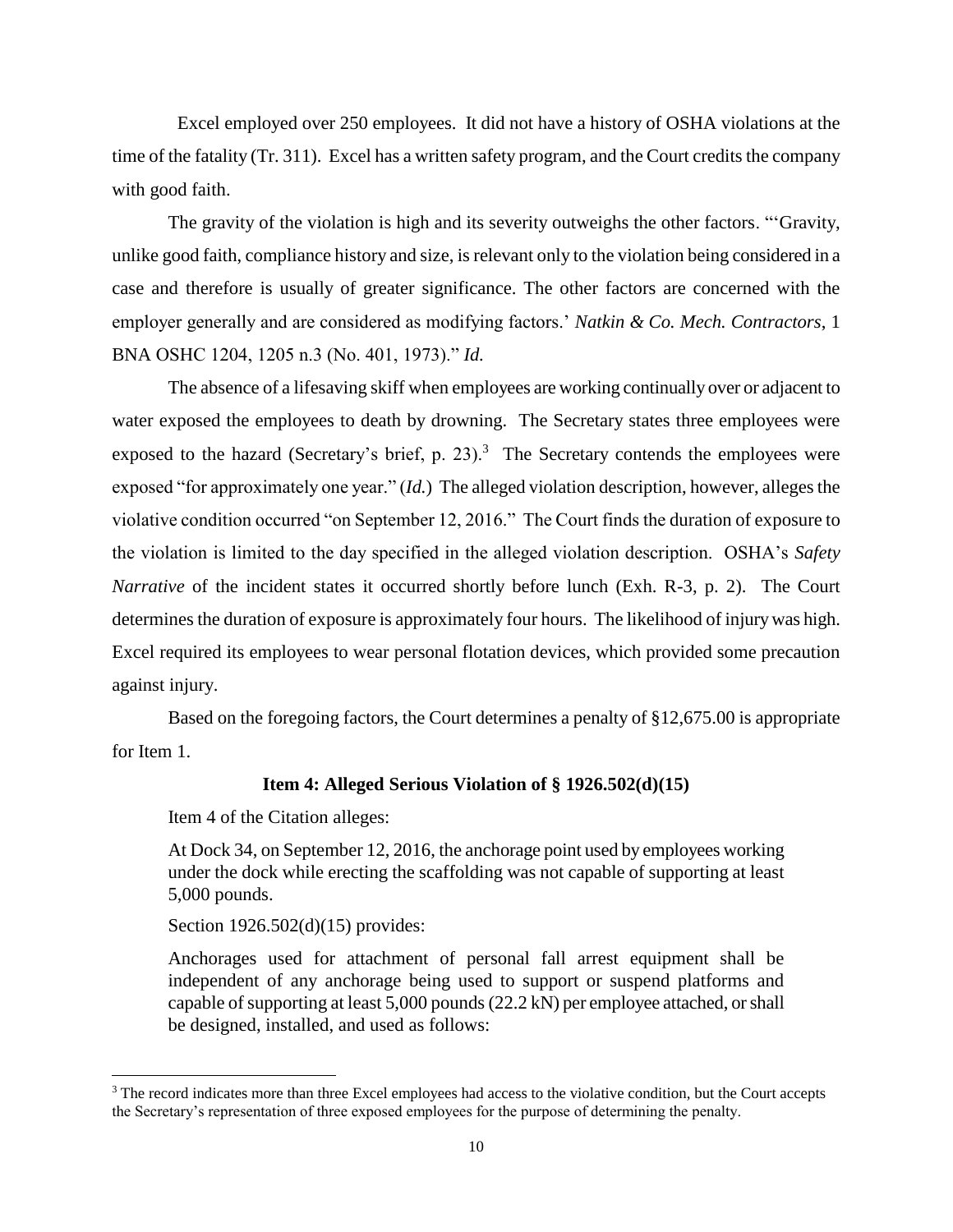Excel employed over 250 employees. It did not have a history of OSHA violations at the time of the fatality (Tr. 311). Excel has a written safety program, and the Court credits the company with good faith.

The gravity of the violation is high and its severity outweighs the other factors. "'Gravity, unlike good faith, compliance history and size, is relevant only to the violation being considered in a case and therefore is usually of greater significance. The other factors are concerned with the employer generally and are considered as modifying factors.' *Natkin & Co. Mech. Contractors*, 1 BNA OSHC 1204, 1205 n.3 (No. 401, 1973)." *Id.*

The absence of a lifesaving skiff when employees are working continually over or adjacent to water exposed the employees to death by drowning. The Secretary states three employees were exposed to the hazard (Secretary's brief, p. 23).[3] The Secretary contends the employees were exposed "for approximately one year." (*Id.*) The alleged violation description, however, alleges the violative condition occurred "on September 12, 2016." The Court finds the duration of exposure to the violation is limited to the day specified in the alleged violation description. OSHA's *Safety Narrative* of the incident states it occurred shortly before lunch (Exh. R-3, p. 2). The Court determines the duration of exposure is approximately four hours. The likelihood of injury was high. Excel required its employees to wear personal flotation devices, which provided some precaution against injury.

Based on the foregoing factors, the Court determines a penalty of §12,675.00 is appropriate for Item 1.

**Item 4: Alleged Serious Violation of § 1926.502(d)(15)**

Item 4 of the Citation alleges:

> At Dock 34, on September 12, 2016, the anchorage point used by employees working under the dock while erecting the scaffolding was not capable of supporting at least 5,000 pounds.

Section 1926.502(d)(15) provides:

> Anchorages used for attachment of personal fall arrest equipment shall be independent of any anchorage being used to support or suspend platforms and capable of supporting at least 5,000 pounds (22.2 kN) per employee attached, or shall be designed, installed, and used as follows:

---

[3] The record indicates more than three Excel employees had access to the violative condition, but the Court accepts the Secretary's representation of three exposed employees for the purpose of determining the penalty.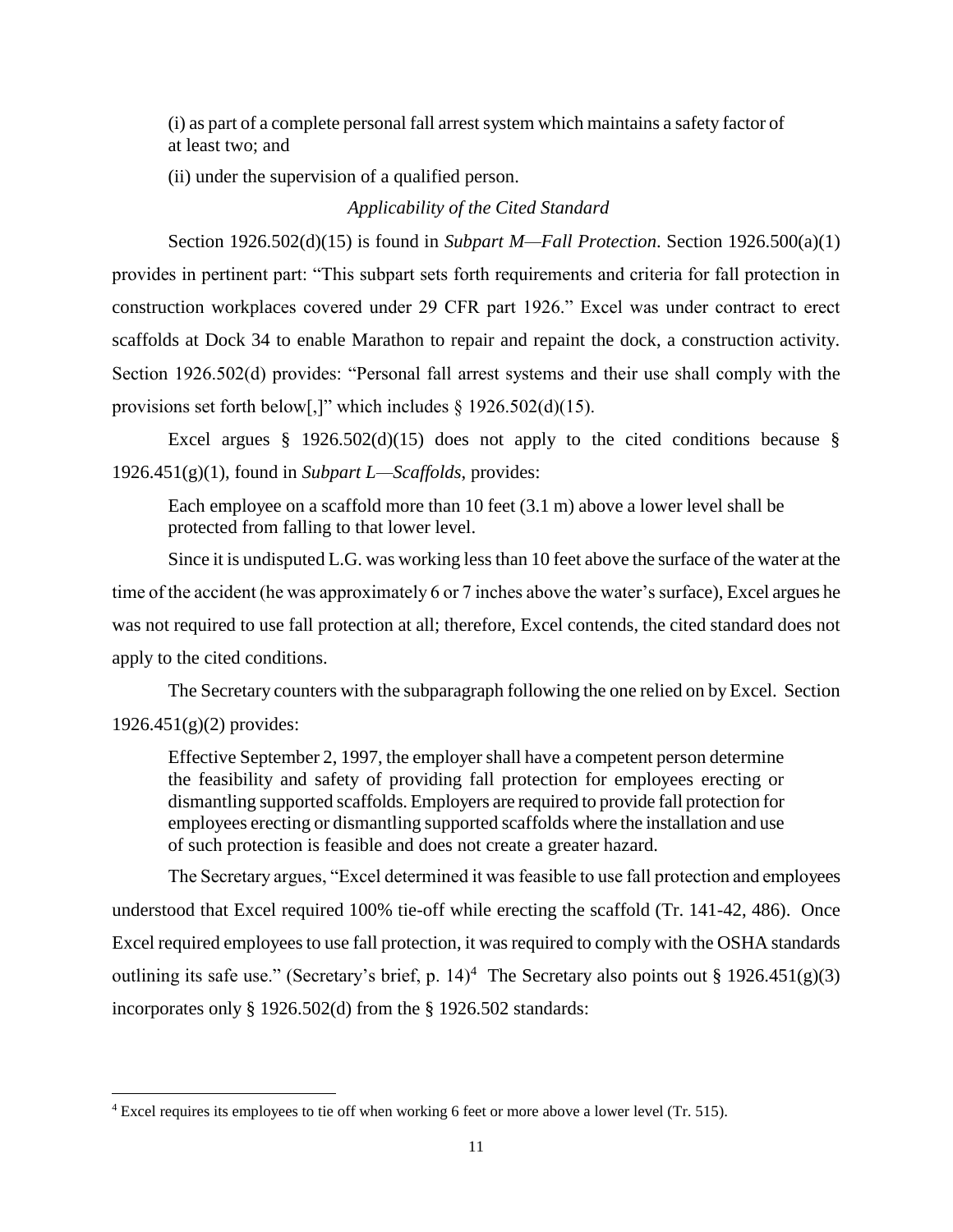(i) as part of a complete personal fall arrest system which maintains a safety factor of at least two; and

(ii) under the supervision of a qualified person.

*Applicability of the Cited Standard*

Section 1926.502(d)(15) is found in *Subpart M—Fall Protection*. Section 1926.500(a)(1) provides in pertinent part: "This subpart sets forth requirements and criteria for fall protection in construction workplaces covered under 29 CFR part 1926." Excel was under contract to erect scaffolds at Dock 34 to enable Marathon to repair and repaint the dock, a construction activity. Section 1926.502(d) provides: "Personal fall arrest systems and their use shall comply with the provisions set forth below[,]" which includes § 1926.502(d)(15).

Excel argues § 1926.502(d)(15) does not apply to the cited conditions because § 1926.451(g)(1), found in *Subpart L—Scaffolds*, provides:

> Each employee on a scaffold more than 10 feet (3.1 m) above a lower level shall be protected from falling to that lower level.

Since it is undisputed L.G. was working less than 10 feet above the surface of the water at the time of the accident (he was approximately 6 or 7 inches above the water's surface), Excel argues he was not required to use fall protection at all; therefore, Excel contends, the cited standard does not apply to the cited conditions.

The Secretary counters with the subparagraph following the one relied on by Excel. Section 1926.451(g)(2) provides:

> Effective September 2, 1997, the employer shall have a competent person determine the feasibility and safety of providing fall protection for employees erecting or dismantling supported scaffolds. Employers are required to provide fall protection for employees erecting or dismantling supported scaffolds where the installation and use of such protection is feasible and does not create a greater hazard.

The Secretary argues, "Excel determined it was feasible to use fall protection and employees understood that Excel required 100% tie-off while erecting the scaffold (Tr. 141-42, 486). Once Excel required employees to use fall protection, it was required to comply with the OSHA standards outlining its safe use." (Secretary's brief, p. 14)[4] The Secretary also points out § 1926.451(g)(3) incorporates only § 1926.502(d) from the § 1926.502 standards:

---

[4] Excel requires its employees to tie off when working 6 feet or more above a lower level (Tr. 515).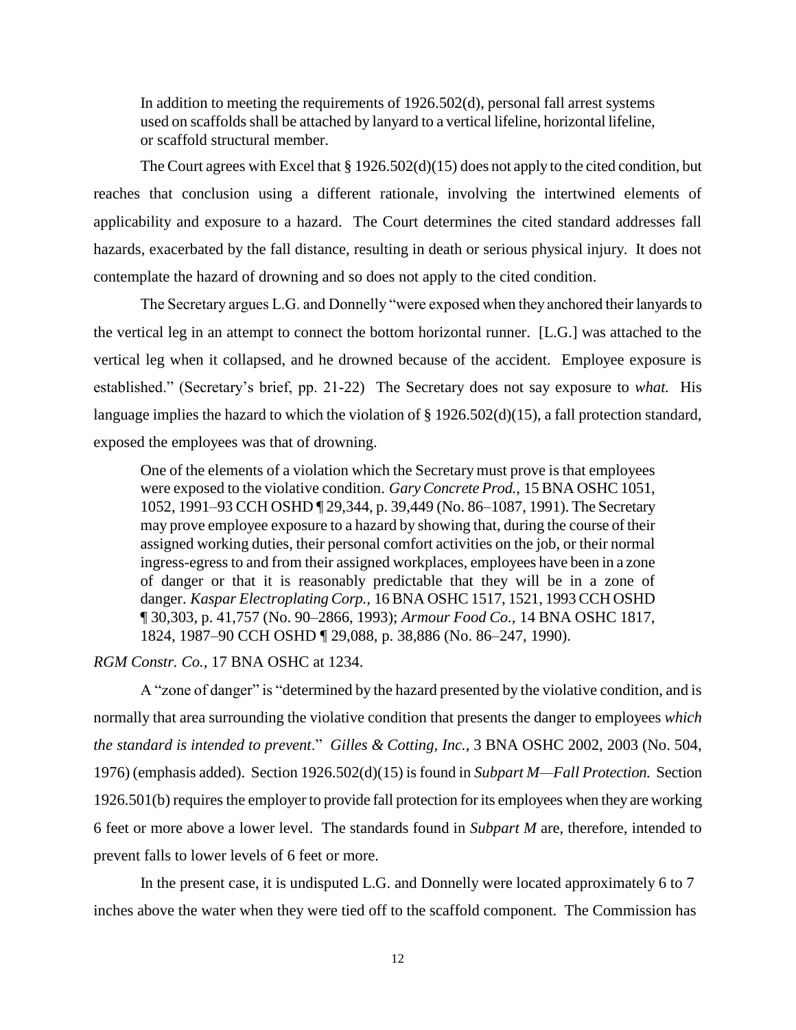> In addition to meeting the requirements of 1926.502(d), personal fall arrest systems used on scaffolds shall be attached by lanyard to a vertical lifeline, horizontal lifeline, or scaffold structural member.

The Court agrees with Excel that § 1926.502(d)(15) does not apply to the cited condition, but reaches that conclusion using a different rationale, involving the intertwined elements of applicability and exposure to a hazard. The Court determines the cited standard addresses fall hazards, exacerbated by the fall distance, resulting in death or serious physical injury. It does not contemplate the hazard of drowning and so does not apply to the cited condition.

The Secretary argues L.G. and Donnelly "were exposed when they anchored their lanyards to the vertical leg in an attempt to connect the bottom horizontal runner. [L.G.] was attached to the vertical leg when it collapsed, and he drowned because of the accident. Employee exposure is established." (Secretary's brief, pp. 21-22) The Secretary does not say exposure to *what.* His language implies the hazard to which the violation of § 1926.502(d)(15), a fall protection standard, exposed the employees was that of drowning.

> One of the elements of a violation which the Secretary must prove is that employees were exposed to the violative condition. *Gary Concrete Prod.,* 15 BNA OSHC 1051, 1052, 1991–93 CCH OSHD ¶ 29,344, p. 39,449 (No. 86–1087, 1991). The Secretary may prove employee exposure to a hazard by showing that, during the course of their assigned working duties, their personal comfort activities on the job, or their normal ingress-egress to and from their assigned workplaces, employees have been in a zone of danger or that it is reasonably predictable that they will be in a zone of danger. *Kaspar Electroplating Corp.,* 16 BNA OSHC 1517, 1521, 1993 CCH OSHD ¶ 30,303, p. 41,757 (No. 90–2866, 1993); *Armour Food Co.,* 14 BNA OSHC 1817, 1824, 1987–90 CCH OSHD ¶ 29,088, p. 38,886 (No. 86–247, 1990).

*RGM Constr. Co.,* 17 BNA OSHC at 1234.

A "zone of danger" is "determined by the hazard presented by the violative condition, and is normally that area surrounding the violative condition that presents the danger to employees *which the standard is intended to prevent*." *Gilles & Cotting, Inc.,* 3 BNA OSHC 2002, 2003 (No. 504, 1976) (emphasis added). Section 1926.502(d)(15) is found in *Subpart M—Fall Protection.* Section 1926.501(b) requires the employer to provide fall protection for its employees when they are working 6 feet or more above a lower level. The standards found in *Subpart M* are, therefore, intended to prevent falls to lower levels of 6 feet or more.

In the present case, it is undisputed L.G. and Donnelly were located approximately 6 to 7 inches above the water when they were tied off to the scaffold component. The Commission has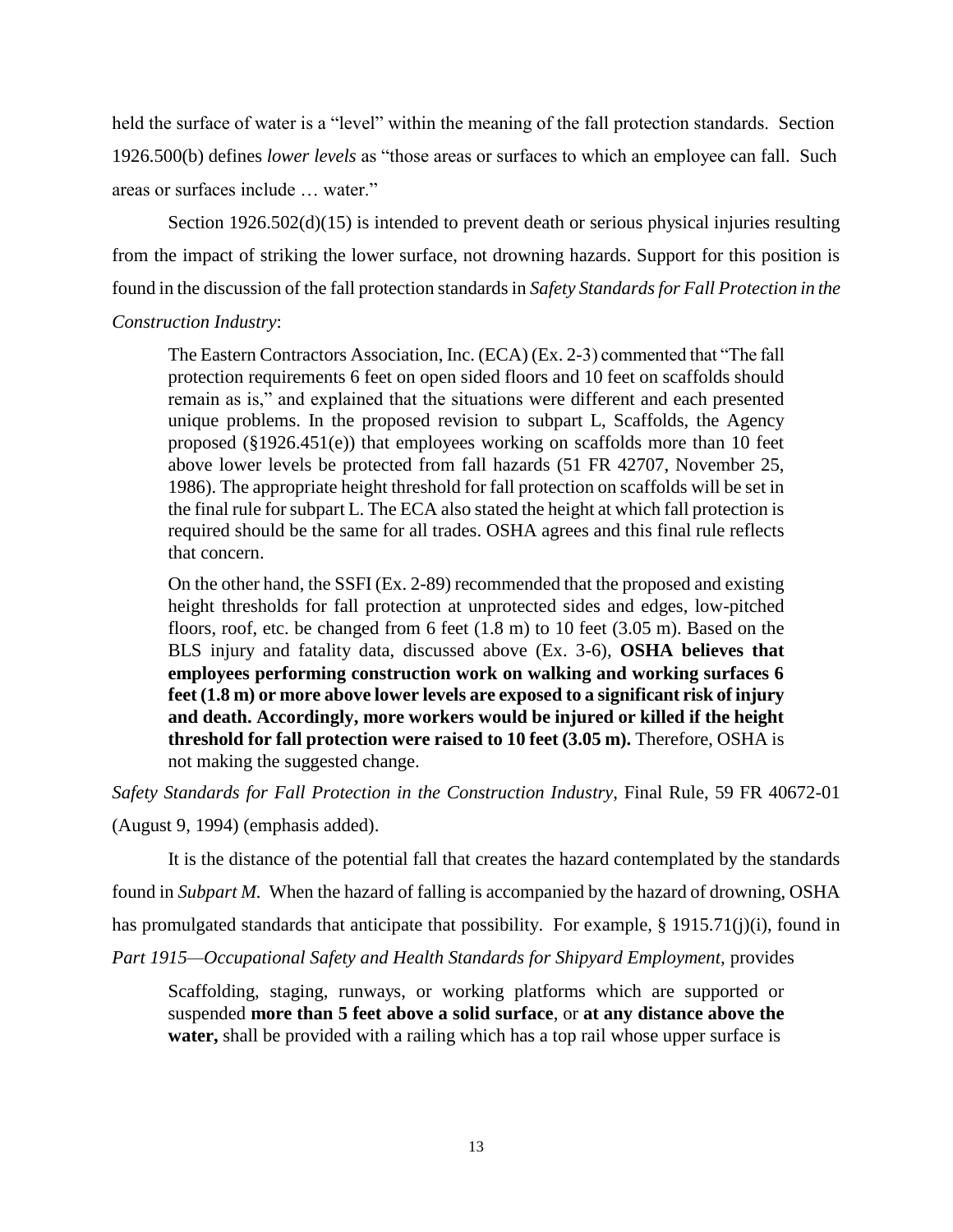held the surface of water is a "level" within the meaning of the fall protection standards. Section 1926.500(b) defines *lower levels* as "those areas or surfaces to which an employee can fall. Such areas or surfaces include … water."

Section 1926.502(d)(15) is intended to prevent death or serious physical injuries resulting from the impact of striking the lower surface, not drowning hazards. Support for this position is found in the discussion of the fall protection standards in *Safety Standards for Fall Protection in the Construction Industry*:

> The Eastern Contractors Association, Inc. (ECA) (Ex. 2-3) commented that "The fall protection requirements 6 feet on open sided floors and 10 feet on scaffolds should remain as is," and explained that the situations were different and each presented unique problems. In the proposed revision to subpart L, Scaffolds, the Agency proposed (§1926.451(e)) that employees working on scaffolds more than 10 feet above lower levels be protected from fall hazards (51 FR 42707, November 25, 1986). The appropriate height threshold for fall protection on scaffolds will be set in the final rule for subpart L. The ECA also stated the height at which fall protection is required should be the same for all trades. OSHA agrees and this final rule reflects that concern.
>
> On the other hand, the SSFI (Ex. 2-89) recommended that the proposed and existing height thresholds for fall protection at unprotected sides and edges, low-pitched floors, roof, etc. be changed from 6 feet (1.8 m) to 10 feet (3.05 m). Based on the BLS injury and fatality data, discussed above (Ex. 3-6), **OSHA believes that employees performing construction work on walking and working surfaces 6 feet (1.8 m) or more above lower levels are exposed to a significant risk of injury and death. Accordingly, more workers would be injured or killed if the height threshold for fall protection were raised to 10 feet (3.05 m).** Therefore, OSHA is not making the suggested change.

*Safety Standards for Fall Protection in the Construction Industry*, Final Rule, 59 FR 40672-01 (August 9, 1994) (emphasis added).

It is the distance of the potential fall that creates the hazard contemplated by the standards found in *Subpart M.* When the hazard of falling is accompanied by the hazard of drowning, OSHA has promulgated standards that anticipate that possibility. For example, § 1915.71(j)(i), found in *Part 1915—Occupational Safety and Health Standards for Shipyard Employment,* provides

> Scaffolding, staging, runways, or working platforms which are supported or suspended **more than 5 feet above a solid surface**, or **at any distance above the water,** shall be provided with a railing which has a top rail whose upper surface is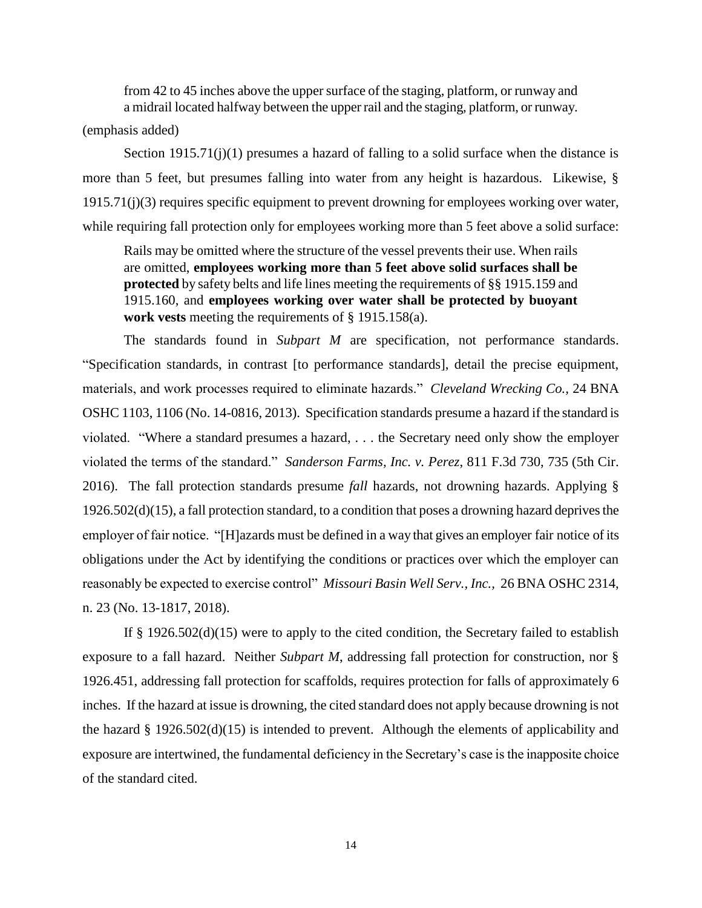> from 42 to 45 inches above the upper surface of the staging, platform, or runway and a midrail located halfway between the upper rail and the staging, platform, or runway.

(emphasis added)

Section 1915.71(j)(1) presumes a hazard of falling to a solid surface when the distance is more than 5 feet, but presumes falling into water from any height is hazardous. Likewise, § 1915.71(j)(3) requires specific equipment to prevent drowning for employees working over water, while requiring fall protection only for employees working more than 5 feet above a solid surface:

> Rails may be omitted where the structure of the vessel prevents their use. When rails are omitted, **employees working more than 5 feet above solid surfaces shall be protected** by safety belts and life lines meeting the requirements of §§ 1915.159 and 1915.160, and **employees working over water shall be protected by buoyant work vests** meeting the requirements of § 1915.158(a).

The standards found in *Subpart M* are specification, not performance standards. "Specification standards, in contrast [to performance standards], detail the precise equipment, materials, and work processes required to eliminate hazards." *Cleveland Wrecking Co.*, 24 BNA OSHC 1103, 1106 (No. 14-0816, 2013). Specification standards presume a hazard if the standard is violated. "Where a standard presumes a hazard, . . . the Secretary need only show the employer violated the terms of the standard." *Sanderson Farms, Inc. v. Perez*, 811 F.3d 730, 735 (5th Cir. 2016). The fall protection standards presume *fall* hazards, not drowning hazards. Applying § 1926.502(d)(15), a fall protection standard, to a condition that poses a drowning hazard deprives the employer of fair notice. "[H]azards must be defined in a way that gives an employer fair notice of its obligations under the Act by identifying the conditions or practices over which the employer can reasonably be expected to exercise control" *Missouri Basin Well Serv., Inc.*, 26 BNA OSHC 2314, n. 23 (No. 13-1817, 2018).

If § 1926.502(d)(15) were to apply to the cited condition, the Secretary failed to establish exposure to a fall hazard. Neither *Subpart M*, addressing fall protection for construction, nor § 1926.451, addressing fall protection for scaffolds, requires protection for falls of approximately 6 inches. If the hazard at issue is drowning, the cited standard does not apply because drowning is not the hazard § 1926.502(d)(15) is intended to prevent. Although the elements of applicability and exposure are intertwined, the fundamental deficiency in the Secretary's case is the inapposite choice of the standard cited.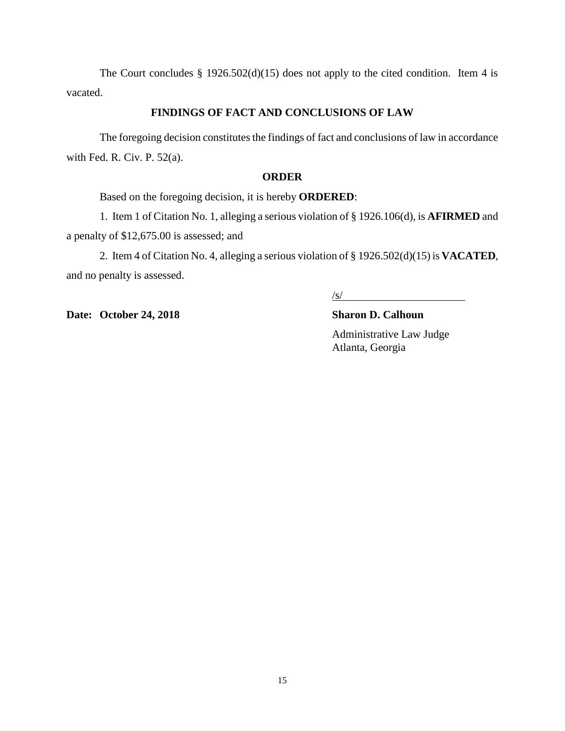The Court concludes § 1926.502(d)(15) does not apply to the cited condition. Item 4 is vacated.

## FINDINGS OF FACT AND CONCLUSIONS OF LAW

The foregoing decision constitutes the findings of fact and conclusions of law in accordance with Fed. R. Civ. P. 52(a).

## ORDER

Based on the foregoing decision, it is hereby **ORDERED**:

1. Item 1 of Citation No. 1, alleging a serious violation of § 1926.106(d), is **AFIRMED** and a penalty of $12,675.00 is assessed; and

2. Item 4 of Citation No. 4, alleging a serious violation of § 1926.502(d)(15) is **VACATED**, and no penalty is assessed.

/s/

**Date: October 24, 2018**

**Sharon D. Calhoun**

Administrative Law Judge
Atlanta, Georgia